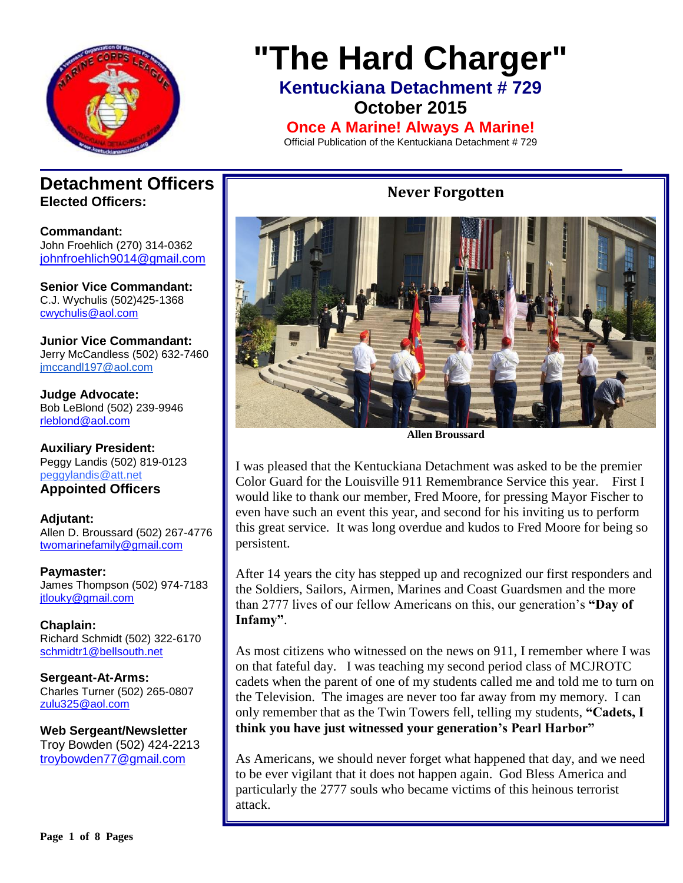# "The Hard Charger"

## Kentuckiana Detachment # 729

## October 2015

**Once A Marine! Always A Marine!**

Official Publication of the Kentuckiana Detachment # 729

## Detachment Officers

### Elected Officers:

**Commandant:**
John Froehlich (270) 314-0362
johnfroehlich9014@gmail.com

**Senior Vice Commandant:**
C.J. Wychulis (502)425-1368
cwychulis@aol.com

**Junior Vice Commandant:**
Jerry McCandless (502) 632-7460
jmccandl197@aol.com

**Judge Advocate:**
Bob LeBlond (502) 239-9946
rleblond@aol.com

**Auxiliary President:**
Peggy Landis (502) 819-0123
peggylandis@att.net

### Appointed Officers

**Adjutant:**
Allen D. Broussard (502) 267-4776
twomarinefamily@gmail.com

**Paymaster:**
James Thompson (502) 974-7183
jtlouky@gmail.com

**Chaplain:**
Richard Schmidt (502) 322-6170
schmidtr1@bellsouth.net

**Sergeant-At-Arms:**
Charles Turner (502) 265-0807
zulu325@aol.com

**Web Sergeant/Newsletter**
Troy Bowden (502) 424-2213
troybowden77@gmail.com

## Never Forgotten

**Allen Broussard**

I was pleased that the Kentuckiana Detachment was asked to be the premier Color Guard for the Louisville 911 Remembrance Service this year. First I would like to thank our member, Fred Moore, for pressing Mayor Fischer to even have such an event this year, and second for his inviting us to perform this great service. It was long overdue and kudos to Fred Moore for being so persistent.

After 14 years the city has stepped up and recognized our first responders and the Soldiers, Sailors, Airmen, Marines and Coast Guardsmen and the more than 2777 lives of our fellow Americans on this, our generation's **"Day of Infamy"**.

As most citizens who witnessed on the news on 911, I remember where I was on that fateful day. I was teaching my second period class of MCJROTC cadets when the parent of one of my students called me and told me to turn on the Television. The images are never too far away from my memory. I can only remember that as the Twin Towers fell, telling my students, **"Cadets, I think you have just witnessed your generation's Pearl Harbor"**

As Americans, we should never forget what happened that day, and we need to be ever vigilant that it does not happen again. God Bless America and particularly the 2777 souls who became victims of this heinous terrorist attack.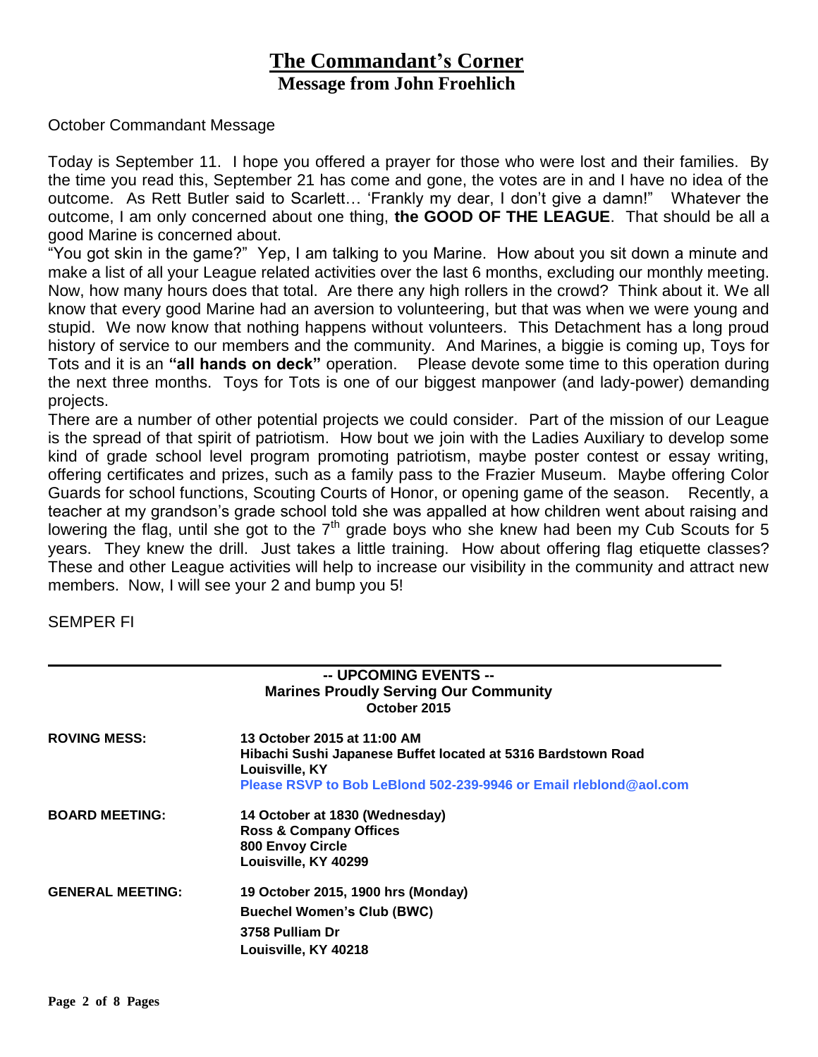# The Commandant's Corner

## Message from John Froehlich

October Commandant Message

Today is September 11. I hope you offered a prayer for those who were lost and their families. By the time you read this, September 21 has come and gone, the votes are in and I have no idea of the outcome. As Rett Butler said to Scarlett… 'Frankly my dear, I don't give a damn!" Whatever the outcome, I am only concerned about one thing, **the GOOD OF THE LEAGUE**. That should be all a good Marine is concerned about.

"You got skin in the game?" Yep, I am talking to you Marine. How about you sit down a minute and make a list of all your League related activities over the last 6 months, excluding our monthly meeting. Now, how many hours does that total. Are there any high rollers in the crowd? Think about it. We all know that every good Marine had an aversion to volunteering, but that was when we were young and stupid. We now know that nothing happens without volunteers. This Detachment has a long proud history of service to our members and the community. And Marines, a biggie is coming up, Toys for Tots and it is an **"all hands on deck"** operation. Please devote some time to this operation during the next three months. Toys for Tots is one of our biggest manpower (and lady-power) demanding projects.

There are a number of other potential projects we could consider. Part of the mission of our League is the spread of that spirit of patriotism. How bout we join with the Ladies Auxiliary to develop some kind of grade school level program promoting patriotism, maybe poster contest or essay writing, offering certificates and prizes, such as a family pass to the Frazier Museum. Maybe offering Color Guards for school functions, Scouting Courts of Honor, or opening game of the season. Recently, a teacher at my grandson's grade school told she was appalled at how children went about raising and lowering the flag, until she got to the 7th grade boys who she knew had been my Cub Scouts for 5 years. They knew the drill. Just takes a little training. How about offering flag etiquette classes? These and other League activities will help to increase our visibility in the community and attract new members. Now, I will see your 2 and bump you 5!

SEMPER FI

---

**-- UPCOMING EVENTS --**
**Marines Proudly Serving Our Community**
**October 2015**

**ROVING MESS:**
**13 October 2015 at 11:00 AM**
**Hibachi Sushi Japanese Buffet located at 5316 Bardstown Road**
**Louisville, KY**
**Please RSVP to Bob LeBlond 502-239-9946 or Email rleblond@aol.com**

**BOARD MEETING:**
**14 October at 1830 (Wednesday)**
**Ross & Company Offices**
**800 Envoy Circle**
**Louisville, KY 40299**

**GENERAL MEETING:**
**19 October 2015, 1900 hrs (Monday)**
**Buechel Women's Club (BWC)**
**3758 Pulliam Dr**
**Louisville, KY 40218**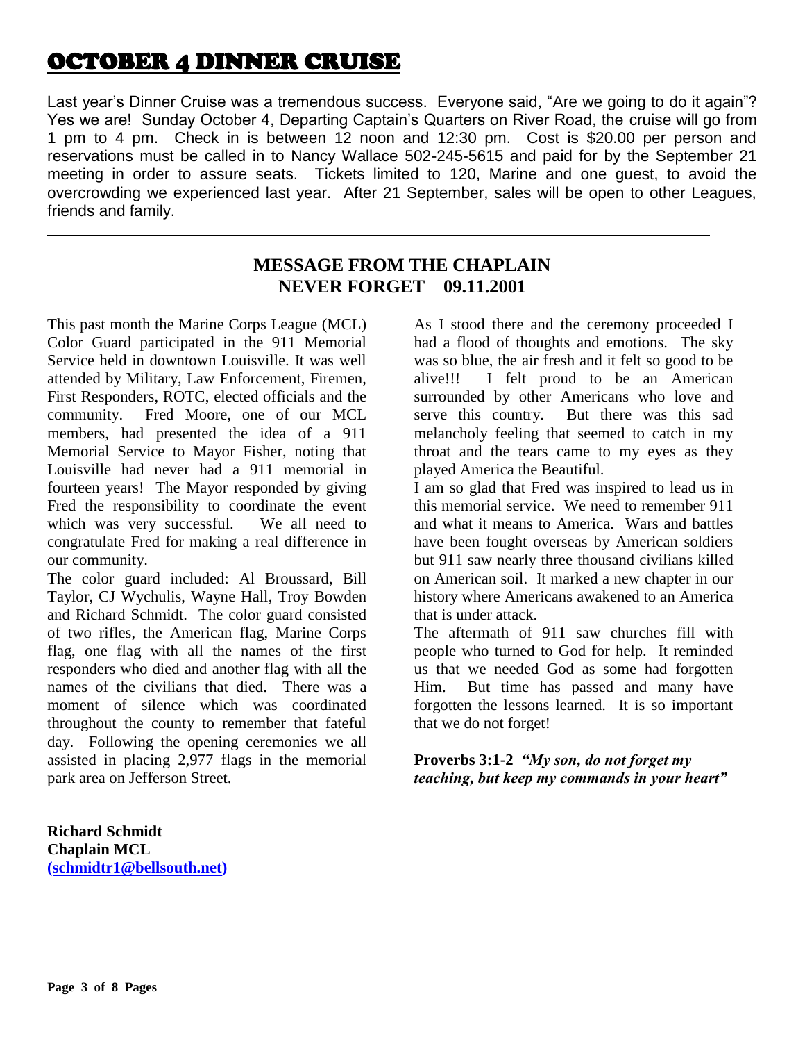# OCTOBER 4 DINNER CRUISE

Last year's Dinner Cruise was a tremendous success. Everyone said, "Are we going to do it again"? Yes we are! Sunday October 4, Departing Captain's Quarters on River Road, the cruise will go from 1 pm to 4 pm. Check in is between 12 noon and 12:30 pm. Cost is $20.00 per person and reservations must be called in to Nancy Wallace 502-245-5615 and paid for by the September 21 meeting in order to assure seats. Tickets limited to 120, Marine and one guest, to avoid the overcrowding we experienced last year. After 21 September, sales will be open to other Leagues, friends and family.

---

## MESSAGE FROM THE CHAPLAIN
## NEVER FORGET 09.11.2001

This past month the Marine Corps League (MCL) Color Guard participated in the 911 Memorial Service held in downtown Louisville. It was well attended by Military, Law Enforcement, Firemen, First Responders, ROTC, elected officials and the community. Fred Moore, one of our MCL members, had presented the idea of a 911 Memorial Service to Mayor Fisher, noting that Louisville had never had a 911 memorial in fourteen years! The Mayor responded by giving Fred the responsibility to coordinate the event which was very successful. We all need to congratulate Fred for making a real difference in our community.

The color guard included: Al Broussard, Bill Taylor, CJ Wychulis, Wayne Hall, Troy Bowden and Richard Schmidt. The color guard consisted of two rifles, the American flag, Marine Corps flag, one flag with all the names of the first responders who died and another flag with all the names of the civilians that died. There was a moment of silence which was coordinated throughout the county to remember that fateful day. Following the opening ceremonies we all assisted in placing 2,977 flags in the memorial park area on Jefferson Street.

As I stood there and the ceremony proceeded I had a flood of thoughts and emotions. The sky was so blue, the air fresh and it felt so good to be alive!!! I felt proud to be an American surrounded by other Americans who love and serve this country. But there was this sad melancholy feeling that seemed to catch in my throat and the tears came to my eyes as they played America the Beautiful.

I am so glad that Fred was inspired to lead us in this memorial service. We need to remember 911 and what it means to America. Wars and battles have been fought overseas by American soldiers but 911 saw nearly three thousand civilians killed on American soil. It marked a new chapter in our history where Americans awakened to an America that is under attack.

The aftermath of 911 saw churches fill with people who turned to God for help. It reminded us that we needed God as some had forgotten Him. But time has passed and many have forgotten the lessons learned. It is so important that we do not forget!

**Proverbs 3:1-2** ***"My son, do not forget my teaching, but keep my commands in your heart"***

**Richard Schmidt**
**Chaplain MCL**
**(schmidtr1@bellsouth.net)**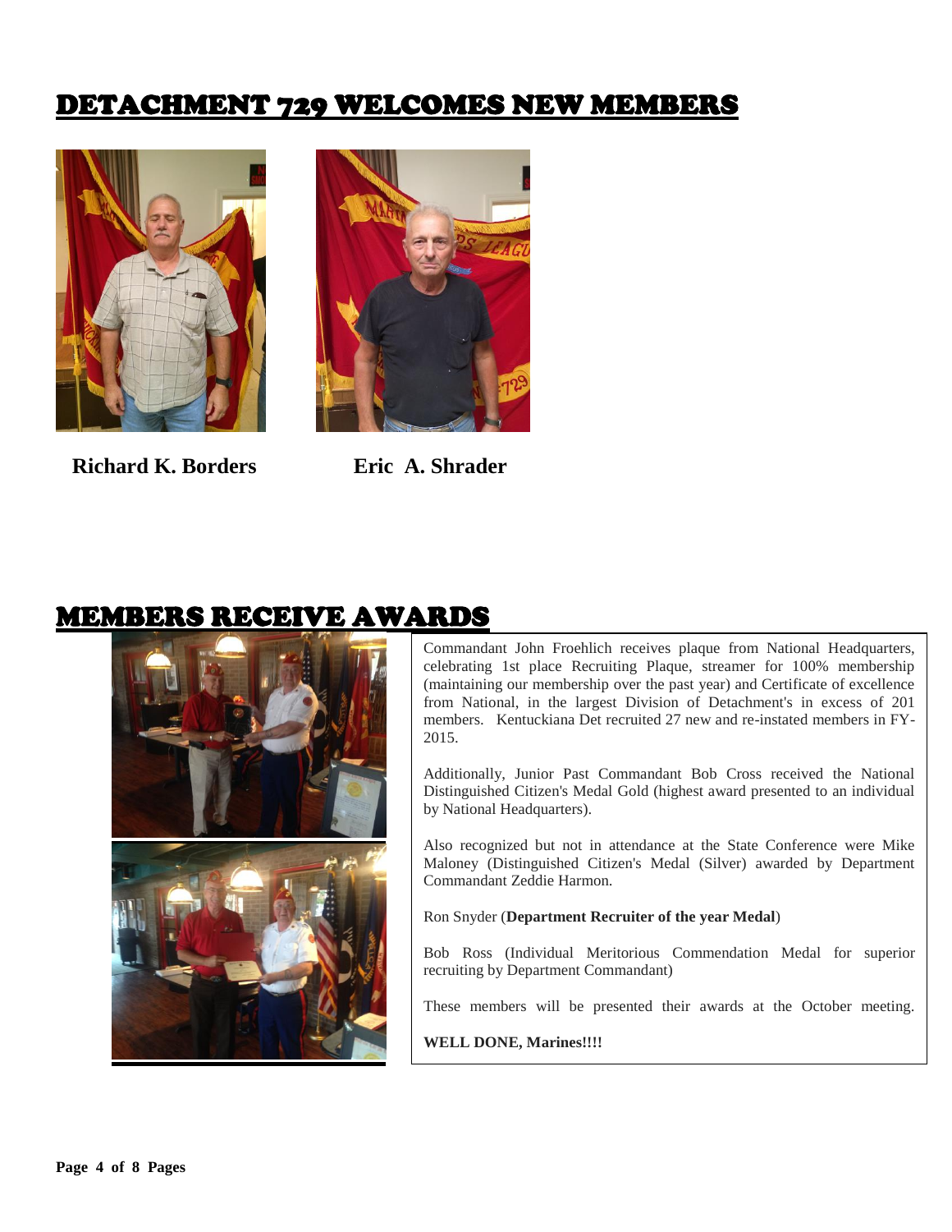# DETACHMENT 729 WELCOMES NEW MEMBERS

**Richard K. Borders** **Eric A. Shrader**

# MEMBERS RECEIVE AWARDS

Commandant John Froehlich receives plaque from National Headquarters, celebrating 1st place Recruiting Plaque, streamer for 100% membership (maintaining our membership over the past year) and Certificate of excellence from National, in the largest Division of Detachment's in excess of 201 members. Kentuckiana Det recruited 27 new and re-instated members in FY-2015.

Additionally, Junior Past Commandant Bob Cross received the National Distinguished Citizen's Medal Gold (highest award presented to an individual by National Headquarters).

Also recognized but not in attendance at the State Conference were Mike Maloney (Distinguished Citizen's Medal (Silver) awarded by Department Commandant Zeddie Harmon.

Ron Snyder (**Department Recruiter of the year Medal**)

Bob Ross (Individual Meritorious Commendation Medal for superior recruiting by Department Commandant)

These members will be presented their awards at the October meeting.

**WELL DONE, Marines!!!!**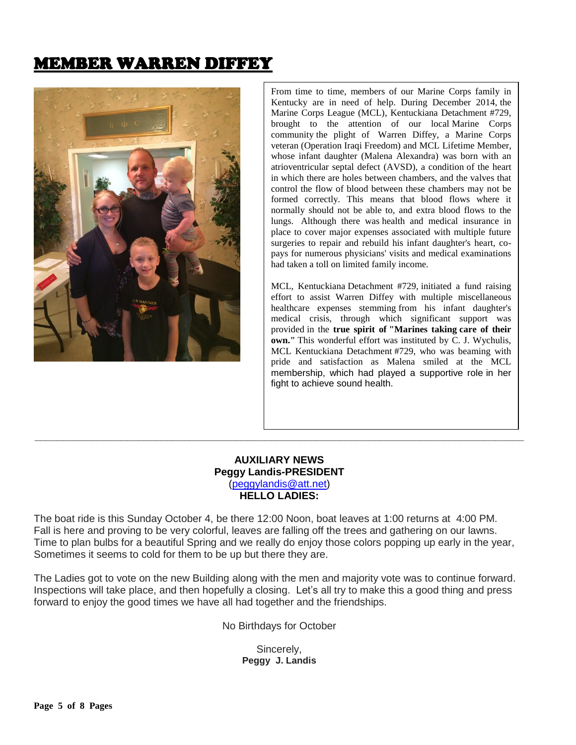# MEMBER WARREN DIFFEY

From time to time, members of our Marine Corps family in Kentucky are in need of help. During December 2014, the Marine Corps League (MCL), Kentuckiana Detachment #729, brought to the attention of our local Marine Corps community the plight of Warren Diffey, a Marine Corps veteran (Operation Iraqi Freedom) and MCL Lifetime Member, whose infant daughter (Malena Alexandra) was born with an atrioventricular septal defect (AVSD), a condition of the heart in which there are holes between chambers, and the valves that control the flow of blood between these chambers may not be formed correctly. This means that blood flows where it normally should not be able to, and extra blood flows to the lungs. Although there was health and medical insurance in place to cover major expenses associated with multiple future surgeries to repair and rebuild his infant daughter's heart, co-pays for numerous physicians' visits and medical examinations had taken a toll on limited family income.

MCL, Kentuckiana Detachment #729, initiated a fund raising effort to assist Warren Diffey with multiple miscellaneous healthcare expenses stemming from his infant daughter's medical crisis, through which significant support was provided in the **true spirit of "Marines taking care of their own."** This wonderful effort was instituted by C. J. Wychulis, MCL Kentuckiana Detachment #729, who was beaming with pride and satisfaction as Malena smiled at the MCL membership, which had played a supportive role in her fight to achieve sound health.

---

**AUXILIARY NEWS**
**Peggy Landis-PRESIDENT**
(peggylandis@att.net)
**HELLO LADIES:**

The boat ride is this Sunday October 4, be there 12:00 Noon, boat leaves at 1:00 returns at 4:00 PM. Fall is here and proving to be very colorful, leaves are falling off the trees and gathering on our lawns. Time to plan bulbs for a beautiful Spring and we really do enjoy those colors popping up early in the year, Sometimes it seems to cold for them to be up but there they are.

The Ladies got to vote on the new Building along with the men and majority vote was to continue forward. Inspections will take place, and then hopefully a closing. Let's all try to make this a good thing and press forward to enjoy the good times we have all had together and the friendships.

No Birthdays for October

Sincerely,
**Peggy J. Landis**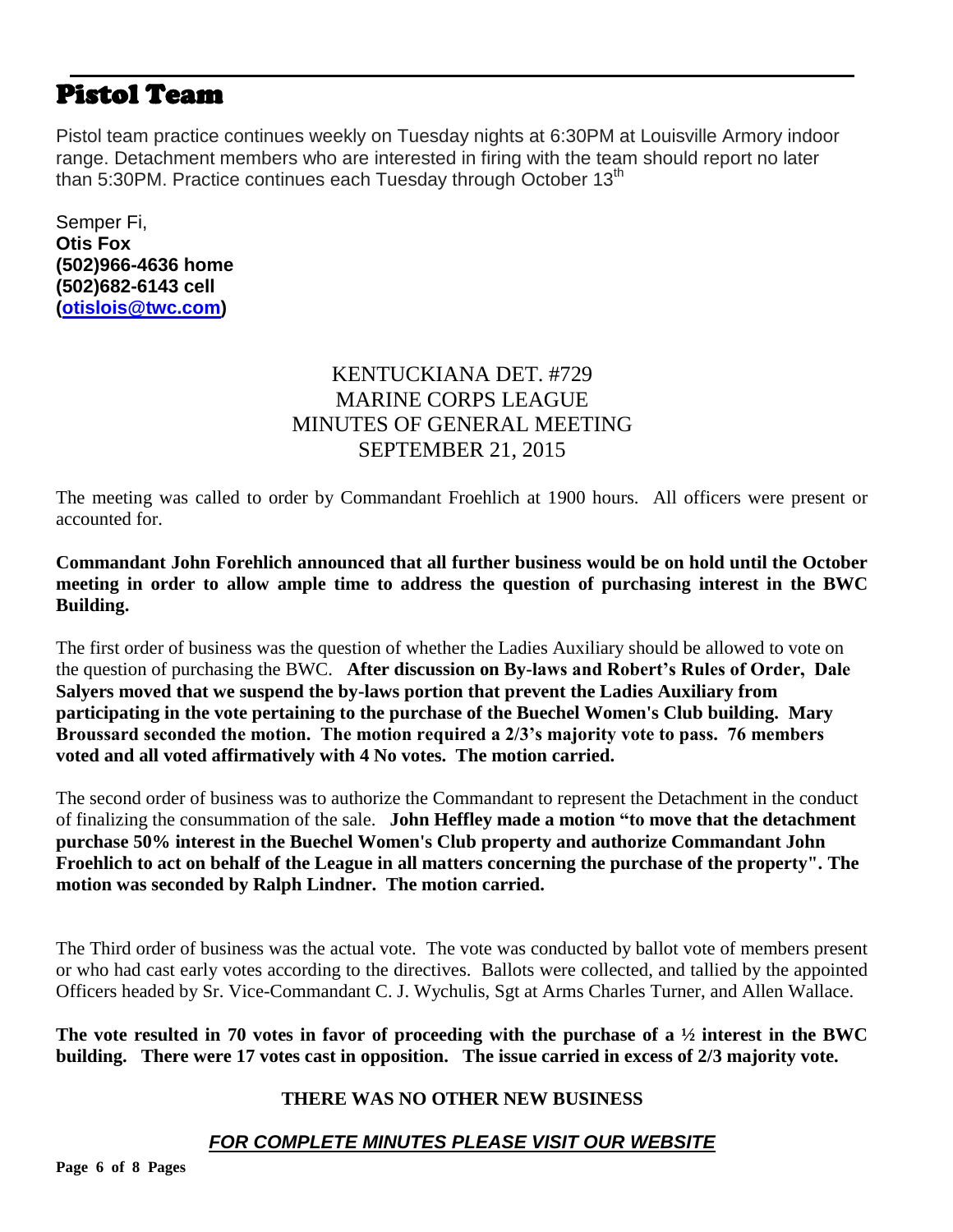# Pistol Team

Pistol team practice continues weekly on Tuesday nights at 6:30PM at Louisville Armory indoor range. Detachment members who are interested in firing with the team should report no later than 5:30PM. Practice continues each Tuesday through October 13th

Semper Fi,
**Otis Fox**
**(502)966-4636 home**
**(502)682-6143 cell**
**(otislois@twc.com)**

## KENTUCKIANA DET. #729
## MARINE CORPS LEAGUE
## MINUTES OF GENERAL MEETING
## SEPTEMBER 21, 2015

The meeting was called to order by Commandant Froehlich at 1900 hours. All officers were present or accounted for.

**Commandant John Forehlich announced that all further business would be on hold until the October meeting in order to allow ample time to address the question of purchasing interest in the BWC Building.**

The first order of business was the question of whether the Ladies Auxiliary should be allowed to vote on the question of purchasing the BWC. **After discussion on By-laws and Robert's Rules of Order, Dale Salyers moved that we suspend the by-laws portion that prevent the Ladies Auxiliary from participating in the vote pertaining to the purchase of the Buechel Women's Club building. Mary Broussard seconded the motion. The motion required a 2/3's majority vote to pass. 76 members voted and all voted affirmatively with 4 No votes. The motion carried.**

The second order of business was to authorize the Commandant to represent the Detachment in the conduct of finalizing the consummation of the sale. **John Heffley made a motion "to move that the detachment purchase 50% interest in the Buechel Women's Club property and authorize Commandant John Froehlich to act on behalf of the League in all matters concerning the purchase of the property". The motion was seconded by Ralph Lindner. The motion carried.**

The Third order of business was the actual vote. The vote was conducted by ballot vote of members present or who had cast early votes according to the directives. Ballots were collected, and tallied by the appointed Officers headed by Sr. Vice-Commandant C. J. Wychulis, Sgt at Arms Charles Turner, and Allen Wallace.

**The vote resulted in 70 votes in favor of proceeding with the purchase of a ½ interest in the BWC building. There were 17 votes cast in opposition. The issue carried in excess of 2/3 majority vote.**

**THERE WAS NO OTHER NEW BUSINESS**

***FOR COMPLETE MINUTES PLEASE VISIT OUR WEBSITE***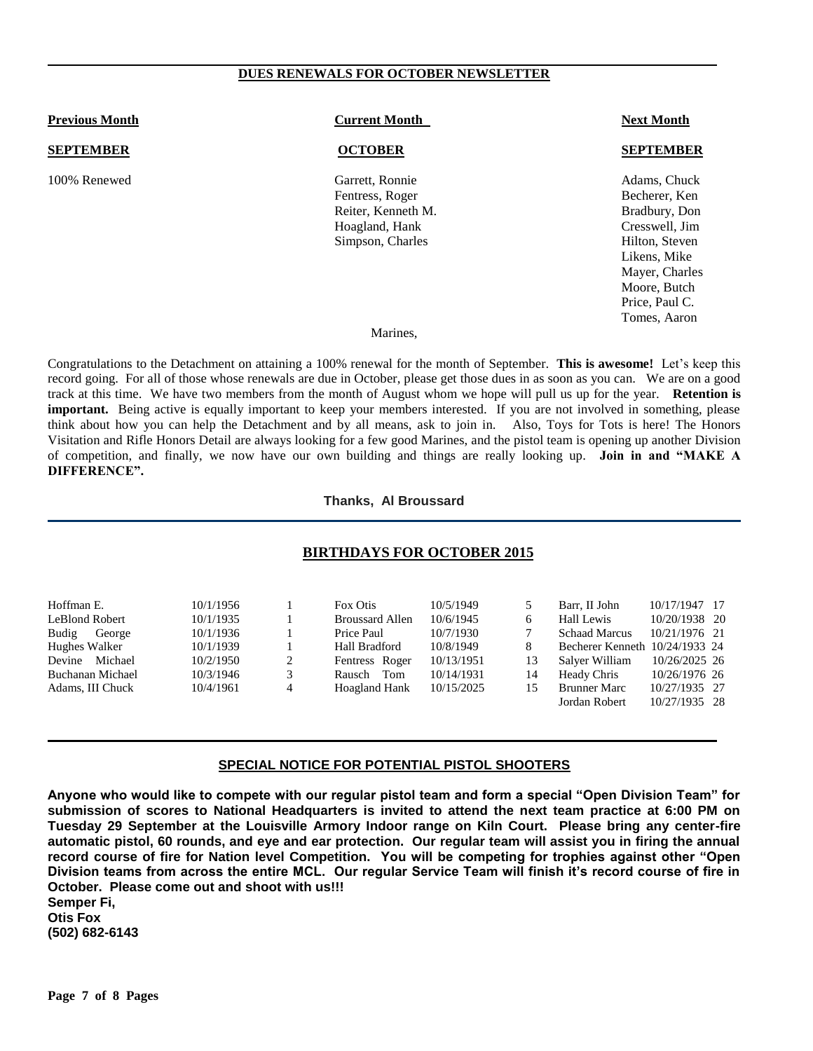## DUES RENEWALS FOR OCTOBER NEWSLETTER

| Previous Month | Current Month | Next Month |
|---|---|---|
| **SEPTEMBER** | **OCTOBER** | **SEPTEMBER** |
| 100% Renewed | Garrett, Ronnie | Adams, Chuck |
| | Fentress, Roger | Becherer, Ken |
| | Reiter, Kenneth M. | Bradbury, Don |
| | Hoagland, Hank | Cresswell, Jim |
| | Simpson, Charles | Hilton, Steven |
| | | Likens, Mike |
| | | Mayer, Charles |
| | | Moore, Butch |
| | | Price, Paul C. |
| | | Tomes, Aaron |

Marines,

Congratulations to the Detachment on attaining a 100% renewal for the month of September. **This is awesome!** Let's keep this record going. For all of those whose renewals are due in October, please get those dues in as soon as you can. We are on a good track at this time. We have two members from the month of August whom we hope will pull us up for the year. **Retention is important.** Being active is equally important to keep your members interested. If you are not involved in something, please think about how you can help the Detachment and by all means, ask to join in. Also, Toys for Tots is here! The Honors Visitation and Rifle Honors Detail are always looking for a few good Marines, and the pistol team is opening up another Division of competition, and finally, we now have our own building and things are really looking up. **Join in and "MAKE A DIFFERENCE".**

**Thanks, Al Broussard**

## BIRTHDAYS FOR OCTOBER 2015

| Name | Date | Day | Name | Date | Day | Name | Date | Day |
|---|---|---|---|---|---|---|---|---|
| Hoffman E. | 10/1/1956 | 1 | Fox Otis | 10/5/1949 | 5 | Barr, II John | 10/17/1947 | 17 |
| LeBlond Robert | 10/1/1935 | 1 | Broussard Allen | 10/6/1945 | 6 | Hall Lewis | 10/20/1938 | 20 |
| Budig George | 10/1/1936 | 1 | Price Paul | 10/7/1930 | 7 | Schaad Marcus | 10/21/1976 | 21 |
| Hughes Walker | 10/1/1939 | 1 | Hall Bradford | 10/8/1949 | 8 | Becherer Kenneth | 10/24/1933 | 24 |
| Devine Michael | 10/2/1950 | 2 | Fentress Roger | 10/13/1951 | 13 | Salyer William | 10/26/2025 | 26 |
| Buchanan Michael | 10/3/1946 | 3 | Rausch Tom | 10/14/1931 | 14 | Heady Chris | 10/26/1976 | 26 |
| Adams, III Chuck | 10/4/1961 | 4 | Hoagland Hank | 10/15/2025 | 15 | Brunner Marc | 10/27/1935 | 27 |
| | | | | | | Jordan Robert | 10/27/1935 | 28 |

## SPECIAL NOTICE FOR POTENTIAL PISTOL SHOOTERS

**Anyone who would like to compete with our regular pistol team and form a special "Open Division Team" for submission of scores to National Headquarters is invited to attend the next team practice at 6:00 PM on Tuesday 29 September at the Louisville Armory Indoor range on Kiln Court. Please bring any center-fire automatic pistol, 60 rounds, and eye and ear protection. Our regular team will assist you in firing the annual record course of fire for Nation level Competition. You will be competing for trophies against other "Open Division teams from across the entire MCL. Our regular Service Team will finish it's record course of fire in October. Please come out and shoot with us!!!**

**Semper Fi,**
**Otis Fox**
**(502) 682-6143**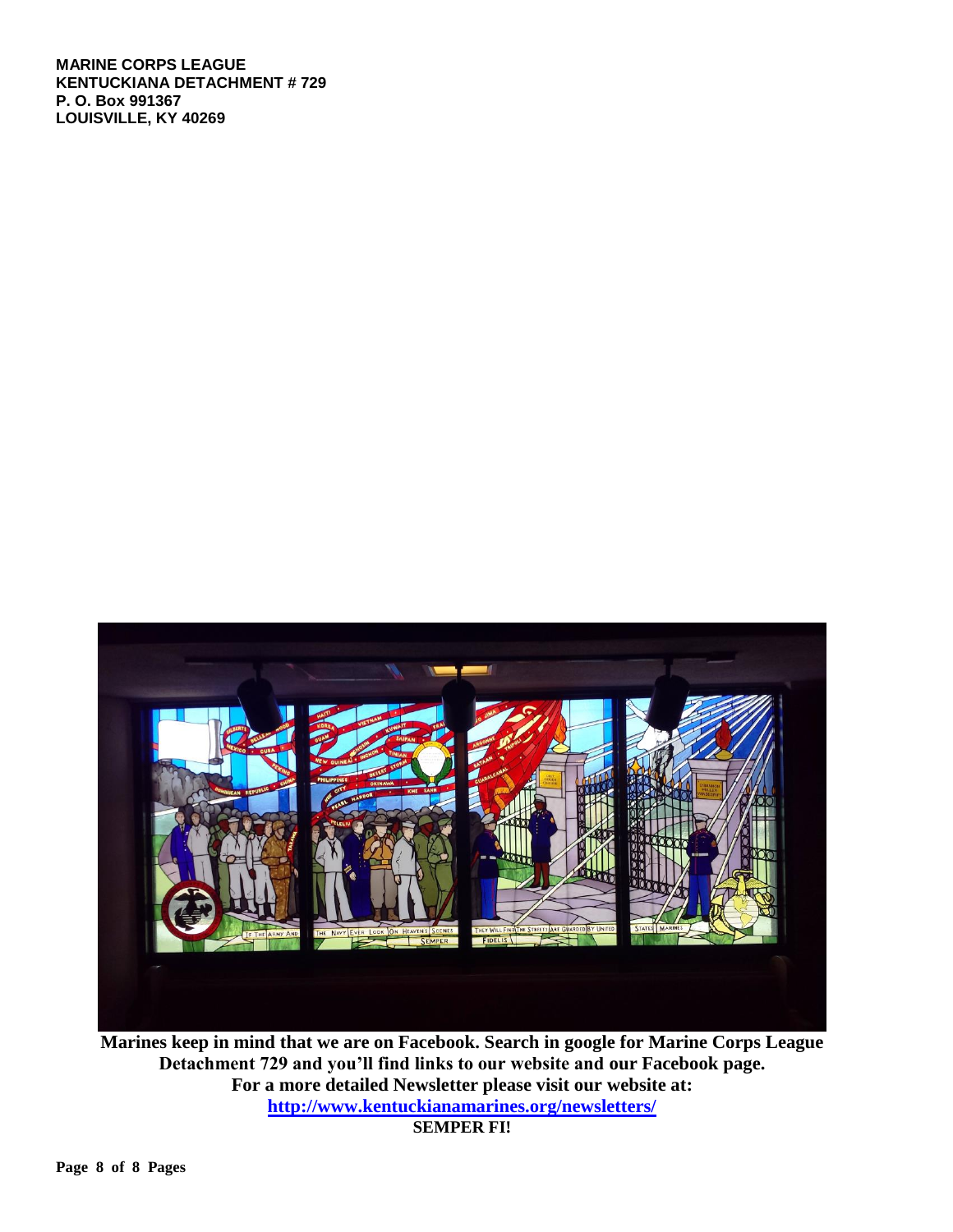**MARINE CORPS LEAGUE**
**KENTUCKIANA DETACHMENT # 729**
**P. O. Box 991367**
**LOUISVILLE, KY 40269**

**Marines keep in mind that we are on Facebook. Search in google for Marine Corps League Detachment 729 and you'll find links to our website and our Facebook page.**
**For a more detailed Newsletter please visit our website at:**
**http://www.kentuckianamarines.org/newsletters/**
**SEMPER FI!**